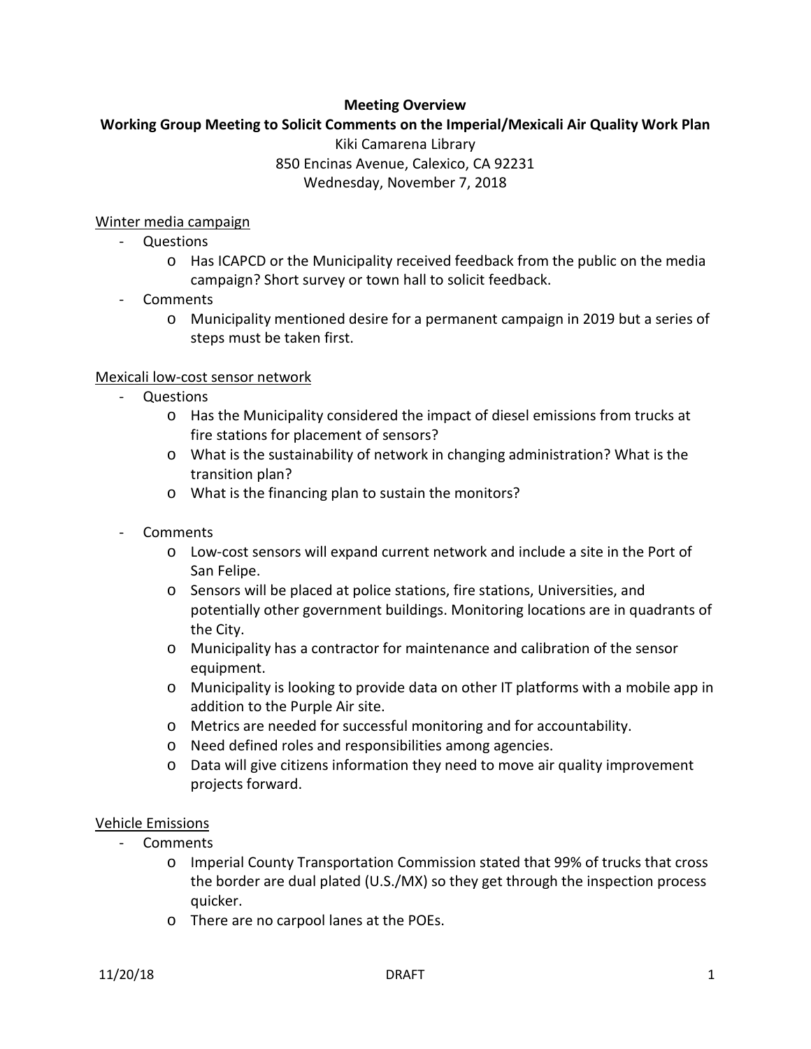**Meeting Overview**

**Working Group Meeting to Solicit Comments on the Imperial/Mexicali Air Quality Work Plan**

Kiki Camarena Library
850 Encinas Avenue, Calexico, CA 92231
Wednesday, November 7, 2018

Winter media campaign

- Questions
  - Has ICAPCD or the Municipality received feedback from the public on the media campaign? Short survey or town hall to solicit feedback.
- Comments
  - Municipality mentioned desire for a permanent campaign in 2019 but a series of steps must be taken first.

Mexicali low-cost sensor network

- Questions
  - Has the Municipality considered the impact of diesel emissions from trucks at fire stations for placement of sensors?
  - What is the sustainability of network in changing administration? What is the transition plan?
  - What is the financing plan to sustain the monitors?
- Comments
  - Low-cost sensors will expand current network and include a site in the Port of San Felipe.
  - Sensors will be placed at police stations, fire stations, Universities, and potentially other government buildings. Monitoring locations are in quadrants of the City.
  - Municipality has a contractor for maintenance and calibration of the sensor equipment.
  - Municipality is looking to provide data on other IT platforms with a mobile app in addition to the Purple Air site.
  - Metrics are needed for successful monitoring and for accountability.
  - Need defined roles and responsibilities among agencies.
  - Data will give citizens information they need to move air quality improvement projects forward.

Vehicle Emissions

- Comments
  - Imperial County Transportation Commission stated that 99% of trucks that cross the border are dual plated (U.S./MX) so they get through the inspection process quicker.
  - There are no carpool lanes at the POEs.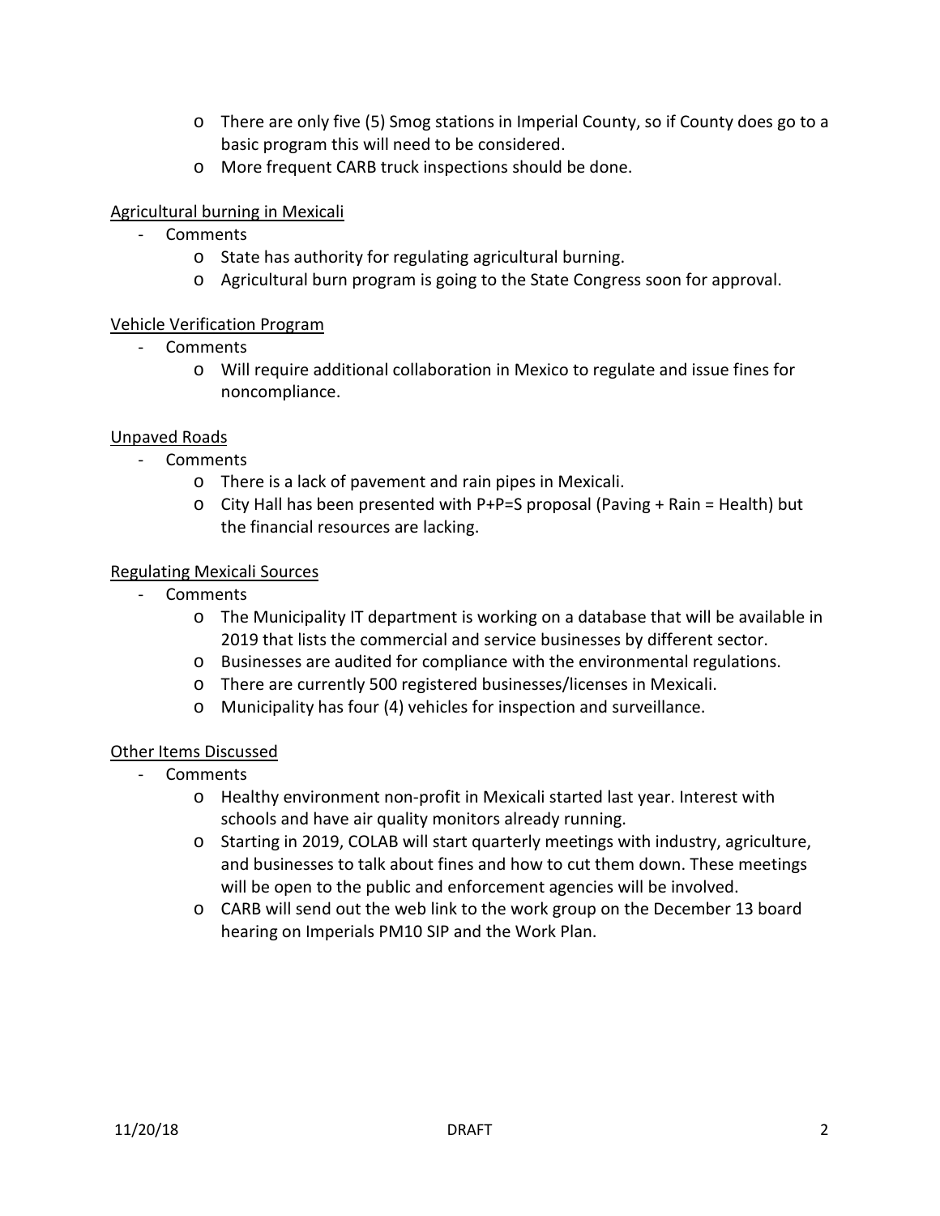- There are only five (5) Smog stations in Imperial County, so if County does go to a basic program this will need to be considered.
- More frequent CARB truck inspections should be done.

<u>Agricultural burning in Mexicali</u>

- Comments
  - State has authority for regulating agricultural burning.
  - Agricultural burn program is going to the State Congress soon for approval.

<u>Vehicle Verification Program</u>

- Comments
  - Will require additional collaboration in Mexico to regulate and issue fines for noncompliance.

<u>Unpaved Roads</u>

- Comments
  - There is a lack of pavement and rain pipes in Mexicali.
  - City Hall has been presented with P+P=S proposal (Paving + Rain = Health) but the financial resources are lacking.

<u>Regulating Mexicali Sources</u>

- Comments
  - The Municipality IT department is working on a database that will be available in 2019 that lists the commercial and service businesses by different sector.
  - Businesses are audited for compliance with the environmental regulations.
  - There are currently 500 registered businesses/licenses in Mexicali.
  - Municipality has four (4) vehicles for inspection and surveillance.

<u>Other Items Discussed</u>

- Comments
  - Healthy environment non-profit in Mexicali started last year. Interest with schools and have air quality monitors already running.
  - Starting in 2019, COLAB will start quarterly meetings with industry, agriculture, and businesses to talk about fines and how to cut them down. These meetings will be open to the public and enforcement agencies will be involved.
  - CARB will send out the web link to the work group on the December 13 board hearing on Imperials PM10 SIP and the Work Plan.

11/20/18 DRAFT